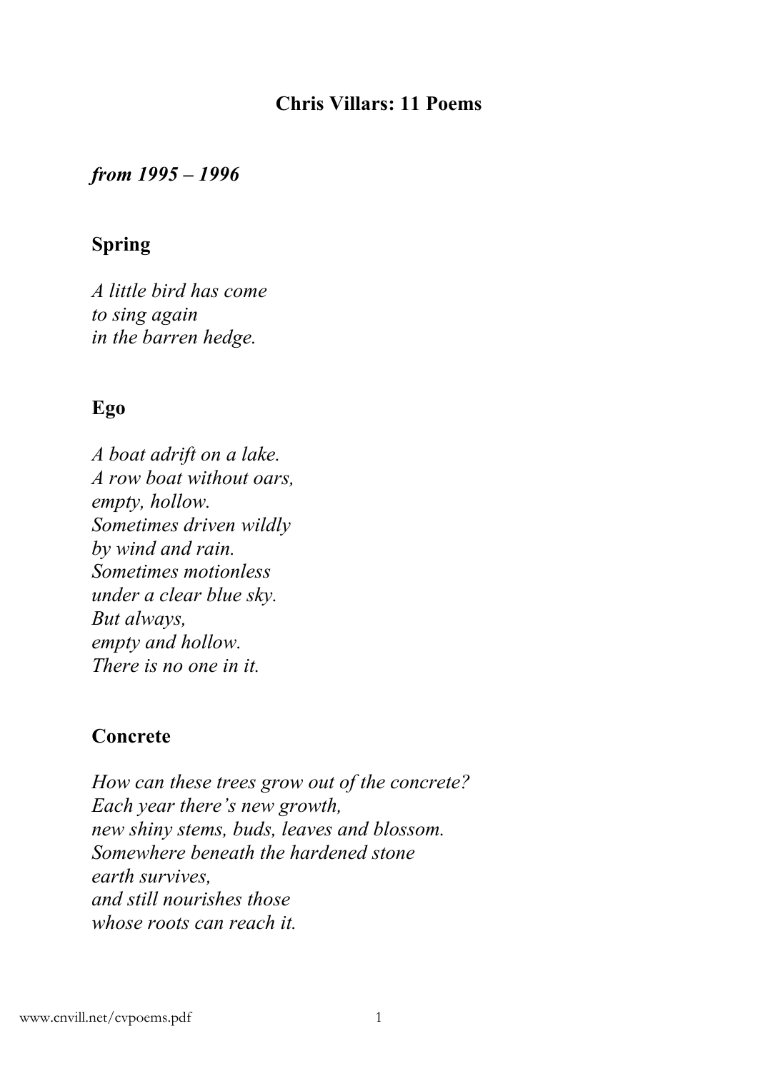# Chris Villars: 11 Poems

***from 1995 – 1996***

## Spring

*A little bird has come*
*to sing again*
*in the barren hedge.*

## Ego

*A boat adrift on a lake.*
*A row boat without oars,*
*empty, hollow.*
*Sometimes driven wildly*
*by wind and rain.*
*Sometimes motionless*
*under a clear blue sky.*
*But always,*
*empty and hollow.*
*There is no one in it.*

## Concrete

*How can these trees grow out of the concrete?*
*Each year there's new growth,*
*new shiny stems, buds, leaves and blossom.*
*Somewhere beneath the hardened stone*
*earth survives,*
*and still nourishes those*
*whose roots can reach it.*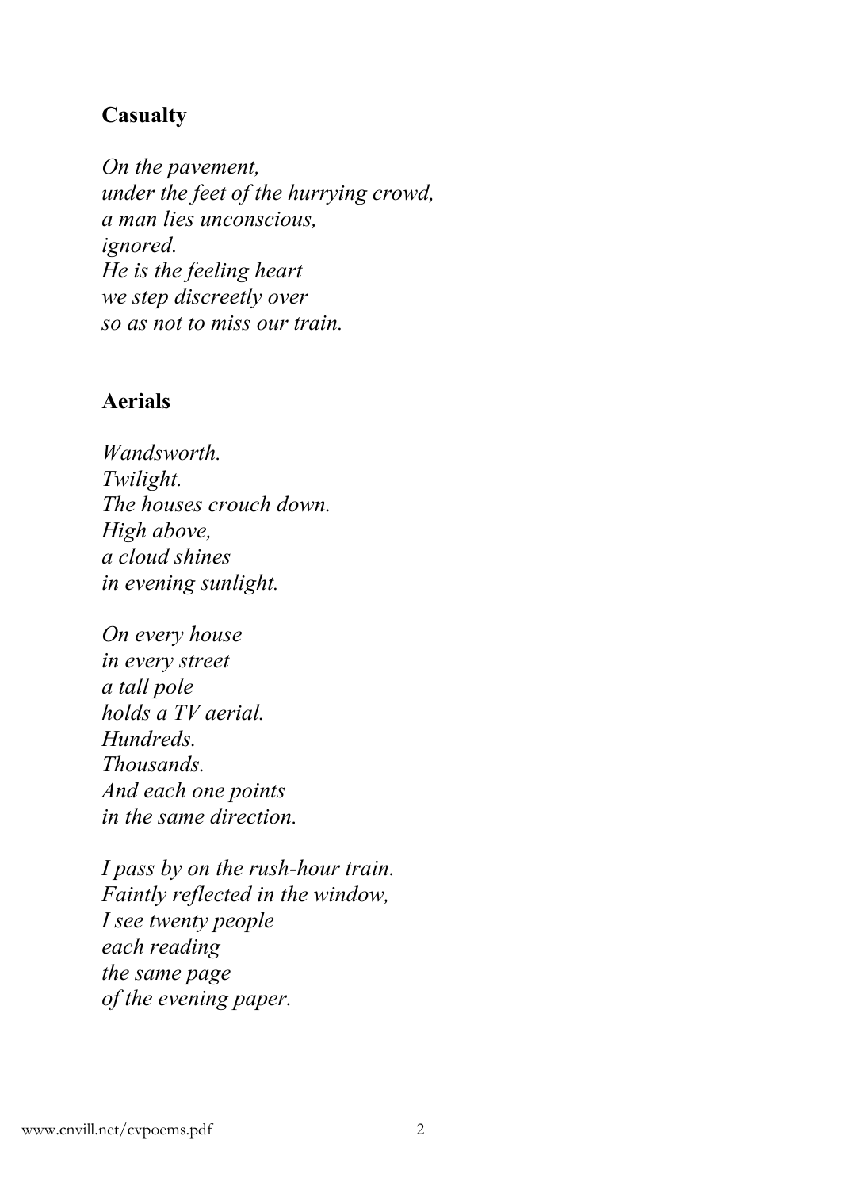## Casualty

*On the pavement,*
*under the feet of the hurrying crowd,*
*a man lies unconscious,*
*ignored.*
*He is the feeling heart*
*we step discreetly over*
*so as not to miss our train.*

## Aerials

*Wandsworth.*
*Twilight.*
*The houses crouch down.*
*High above,*
*a cloud shines*
*in evening sunlight.*

*On every house*
*in every street*
*a tall pole*
*holds a TV aerial.*
*Hundreds.*
*Thousands.*
*And each one points*
*in the same direction.*

*I pass by on the rush-hour train.*
*Faintly reflected in the window,*
*I see twenty people*
*each reading*
*the same page*
*of the evening paper.*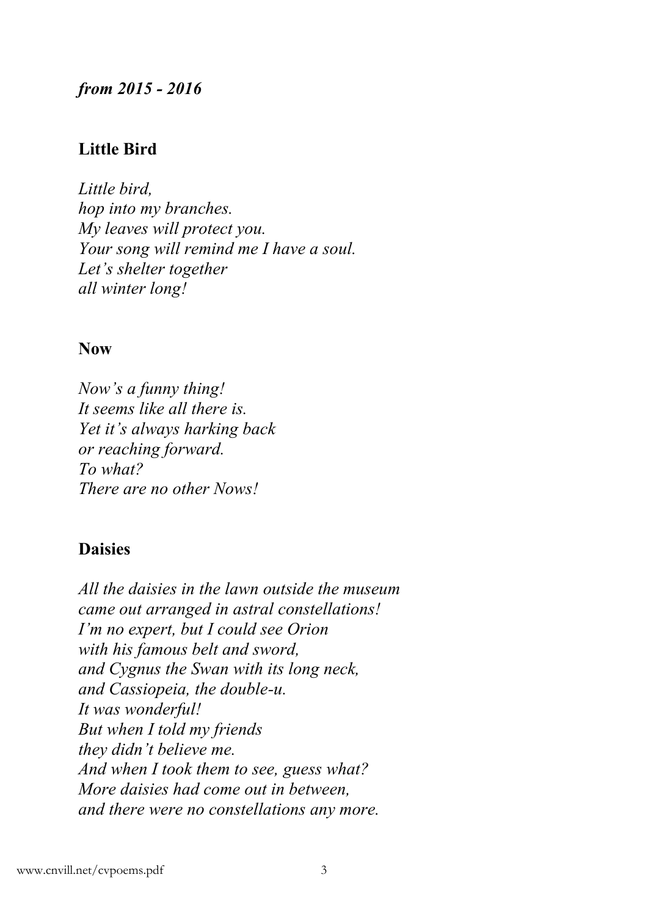***from 2015 - 2016***

## Little Bird

*Little bird,*
*hop into my branches.*
*My leaves will protect you.*
*Your song will remind me I have a soul.*
*Let's shelter together*
*all winter long!*

## Now

*Now's a funny thing!*
*It seems like all there is.*
*Yet it's always harking back*
*or reaching forward.*
*To what?*
*There are no other Nows!*

## Daisies

*All the daisies in the lawn outside the museum*
*came out arranged in astral constellations!*
*I'm no expert, but I could see Orion*
*with his famous belt and sword,*
*and Cygnus the Swan with its long neck,*
*and Cassiopeia, the double-u.*
*It was wonderful!*
*But when I told my friends*
*they didn't believe me.*
*And when I took them to see, guess what?*
*More daisies had come out in between,*
*and there were no constellations any more.*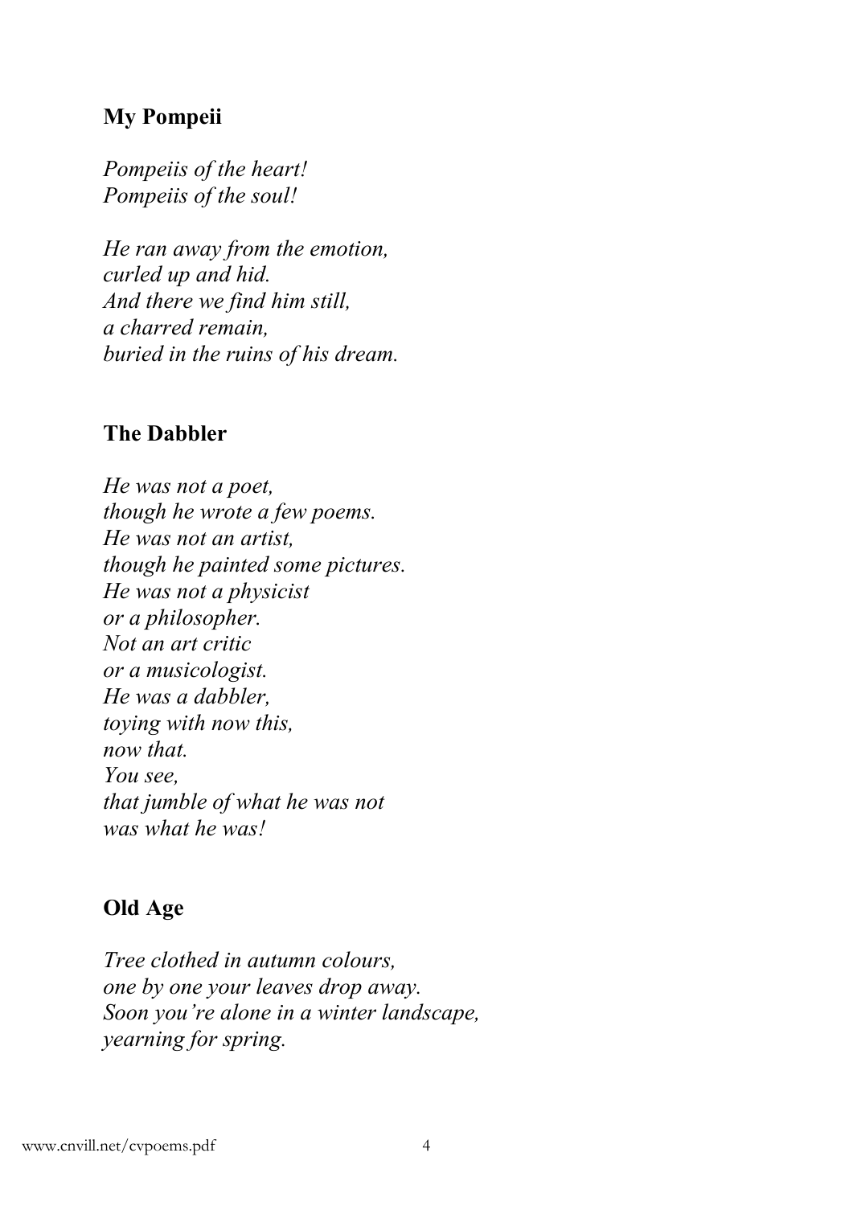## My Pompeii

*Pompeiis of the heart!*
*Pompeiis of the soul!*

*He ran away from the emotion,*
*curled up and hid.*
*And there we find him still,*
*a charred remain,*
*buried in the ruins of his dream.*

## The Dabbler

*He was not a poet,*
*though he wrote a few poems.*
*He was not an artist,*
*though he painted some pictures.*
*He was not a physicist*
*or a philosopher.*
*Not an art critic*
*or a musicologist.*
*He was a dabbler,*
*toying with now this,*
*now that.*
*You see,*
*that jumble of what he was not*
*was what he was!*

## Old Age

*Tree clothed in autumn colours,*
*one by one your leaves drop away.*
*Soon you're alone in a winter landscape,*
*yearning for spring.*